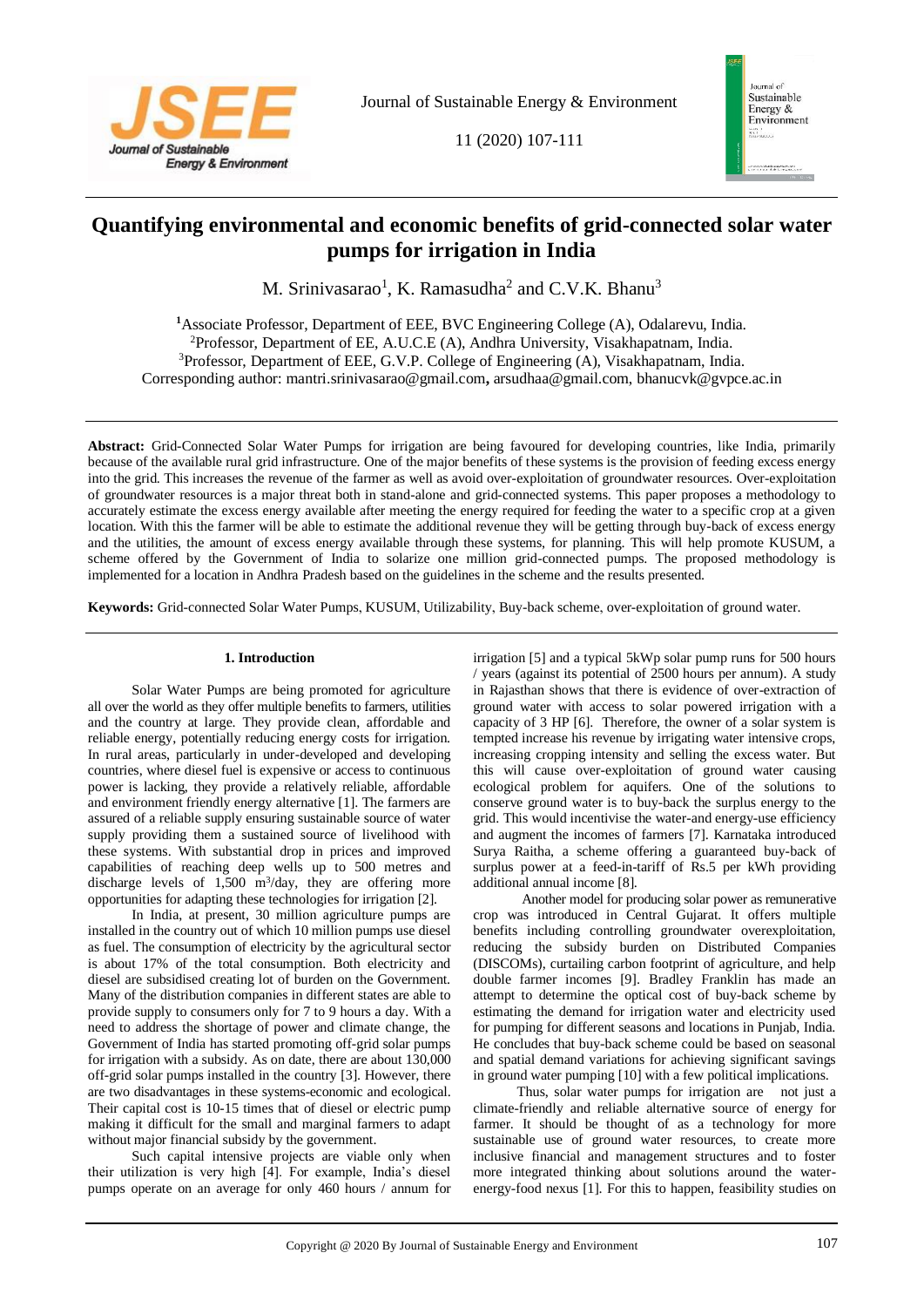# Quantifying environmental and economic benefits of grid-connected solar water pumps for irrigation in India

M. Srinivasarao[1], K. Ramasudha[2] and C.V.K. Bhanu[3]

[1]Associate Professor, Department of EEE, BVC Engineering College (A), Odalarevu, India.
[2]Professor, Department of EE, A.U.C.E (A), Andhra University, Visakhapatnam, India.
[3]Professor, Department of EEE, G.V.P. College of Engineering (A), Visakhapatnam, India.
Corresponding author: mantri.srinivasarao@gmail.com, arsudhaa@gmail.com, bhanucvk@gvpce.ac.in

**Abstract:** Grid-Connected Solar Water Pumps for irrigation are being favoured for developing countries, like India, primarily because of the available rural grid infrastructure. One of the major benefits of these systems is the provision of feeding excess energy into the grid. This increases the revenue of the farmer as well as avoid over-exploitation of groundwater resources. Over-exploitation of groundwater resources is a major threat both in stand-alone and grid-connected systems. This paper proposes a methodology to accurately estimate the excess energy available after meeting the energy required for feeding the water to a specific crop at a given location. With this the farmer will be able to estimate the additional revenue they will be getting through buy-back of excess energy and the utilities, the amount of excess energy available through these systems, for planning. This will help promote KUSUM, a scheme offered by the Government of India to solarize one million grid-connected pumps. The proposed methodology is implemented for a location in Andhra Pradesh based on the guidelines in the scheme and the results presented.

**Keywords:** Grid-connected Solar Water Pumps, KUSUM, Utilizability, Buy-back scheme, over-exploitation of ground water.

## 1. Introduction

Solar Water Pumps are being promoted for agriculture all over the world as they offer multiple benefits to farmers, utilities and the country at large. They provide clean, affordable and reliable energy, potentially reducing energy costs for irrigation. In rural areas, particularly in under-developed and developing countries, where diesel fuel is expensive or access to continuous power is lacking, they provide a relatively reliable, affordable and environment friendly energy alternative [1]. The farmers are assured of a reliable supply ensuring sustainable source of water supply providing them a sustained source of livelihood with these systems. With substantial drop in prices and improved capabilities of reaching deep wells up to 500 metres and discharge levels of 1,500 $m^3$/day, they are offering more opportunities for adapting these technologies for irrigation [2].

In India, at present, 30 million agriculture pumps are installed in the country out of which 10 million pumps use diesel as fuel. The consumption of electricity by the agricultural sector is about 17% of the total consumption. Both electricity and diesel are subsidised creating lot of burden on the Government. Many of the distribution companies in different states are able to provide supply to consumers only for 7 to 9 hours a day. With a need to address the shortage of power and climate change, the Government of India has started promoting off-grid solar pumps for irrigation with a subsidy. As on date, there are about 130,000 off-grid solar pumps installed in the country [3]. However, there are two disadvantages in these systems-economic and ecological. Their capital cost is 10-15 times that of diesel or electric pump making it difficult for the small and marginal farmers to adapt without major financial subsidy by the government.

Such capital intensive projects are viable only when their utilization is very high [4]. For example, India's diesel pumps operate on an average for only 460 hours / annum for irrigation [5] and a typical 5kWp solar pump runs for 500 hours / years (against its potential of 2500 hours per annum). A study in Rajasthan shows that there is evidence of over-extraction of ground water with access to solar powered irrigation with a capacity of 3 HP [6]. Therefore, the owner of a solar system is tempted increase his revenue by irrigating water intensive crops, increasing cropping intensity and selling the excess water. But this will cause over-exploitation of ground water causing ecological problem for aquifers. One of the solutions to conserve ground water is to buy-back the surplus energy to the grid. This would incentivise the water-and energy-use efficiency and augment the incomes of farmers [7]. Karnataka introduced Surya Raitha, a scheme offering a guaranteed buy-back of surplus power at a feed-in-tariff of Rs.5 per kWh providing additional annual income [8].

Another model for producing solar power as remunerative crop was introduced in Central Gujarat. It offers multiple benefits including controlling groundwater overexploitation, reducing the subsidy burden on Distributed Companies (DISCOMs), curtailing carbon footprint of agriculture, and help double farmer incomes [9]. Bradley Franklin has made an attempt to determine the optical cost of buy-back scheme by estimating the demand for irrigation water and electricity used for pumping for different seasons and locations in Punjab, India. He concludes that buy-back scheme could be based on seasonal and spatial demand variations for achieving significant savings in ground water pumping [10] with a few political implications.

Thus, solar water pumps for irrigation are not just a climate-friendly and reliable alternative source of energy for farmer. It should be thought of as a technology for more sustainable use of ground water resources, to create more inclusive financial and management structures and to foster more integrated thinking about solutions around the water-energy-food nexus [1]. For this to happen, feasibility studies on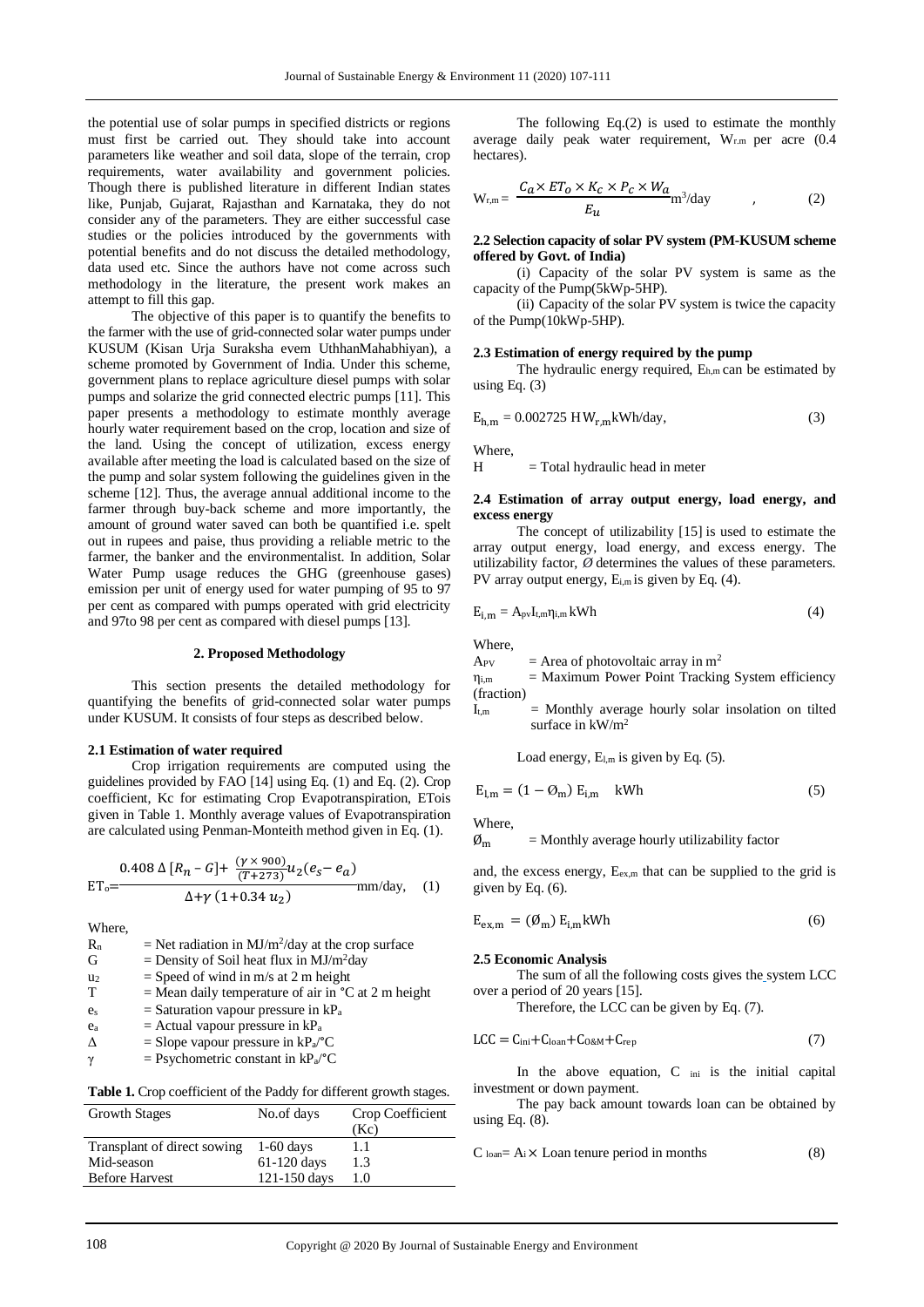the potential use of solar pumps in specified districts or regions must first be carried out. They should take into account parameters like weather and soil data, slope of the terrain, crop requirements, water availability and government policies. Though there is published literature in different Indian states like, Punjab, Gujarat, Rajasthan and Karnataka, they do not consider any of the parameters. They are either successful case studies or the policies introduced by the governments with potential benefits and do not discuss the detailed methodology, data used etc. Since the authors have not come across such methodology in the literature, the present work makes an attempt to fill this gap.

The objective of this paper is to quantify the benefits to the farmer with the use of grid-connected solar water pumps under KUSUM (Kisan Urja Suraksha evem UthhanMahabhiyan), a scheme promoted by Government of India. Under this scheme, government plans to replace agriculture diesel pumps with solar pumps and solarize the grid connected electric pumps [11]. This paper presents a methodology to estimate monthly average hourly water requirement based on the crop, location and size of the land. Using the concept of utilization, excess energy available after meeting the load is calculated based on the size of the pump and solar system following the guidelines given in the scheme [12]. Thus, the average annual additional income to the farmer through buy-back scheme and more importantly, the amount of ground water saved can both be quantified i.e. spelt out in rupees and paise, thus providing a reliable metric to the farmer, the banker and the environmentalist. In addition, Solar Water Pump usage reduces the GHG (greenhouse gases) emission per unit of energy used for water pumping of 95 to 97 per cent as compared with pumps operated with grid electricity and 97to 98 per cent as compared with diesel pumps [13].

## 2. Proposed Methodology

This section presents the detailed methodology for quantifying the benefits of grid-connected solar water pumps under KUSUM. It consists of four steps as described below.

### 2.1 Estimation of water required

Crop irrigation requirements are computed using the guidelines provided by FAO [14] using Eq. (1) and Eq. (2). Crop coefficient, Kc for estimating Crop Evapotranspiration, ETois given in Table 1. Monthly average values of Evapotranspiration are calculated using Penman-Monteith method given in Eq. (1).

$$ET_o = \frac{0.408\,\Delta\,[R_n - G] + \frac{(\gamma \times 900)}{(T+273)} u_2 (e_s - e_a)}{\Delta + \gamma\,(1 + 0.34\,u_2)} \text{ mm/day,} \quad (1)$$

Where,

$R_n$ = Net radiation in MJ/m$^2$/day at the crop surface
$G$ = Density of Soil heat flux in MJ/m$^2$day
$u_2$ = Speed of wind in m/s at 2 m height
$T$ = Mean daily temperature of air in °C at 2 m height
$e_s$ = Saturation vapour pressure in kP$_a$
$e_a$ = Actual vapour pressure in kP$_a$
$\Delta$ = Slope vapour pressure in kP$_a$/°C
$\gamma$ = Psychometric constant in kP$_a$/°C

**Table 1.** Crop coefficient of the Paddy for different growth stages.

| Growth Stages | No.of days | Crop Coefficient (Kc) |
|---|---|---|
| Transplant of direct sowing | 1-60 days | 1.1 |
| Mid-season | 61-120 days | 1.3 |
| Before Harvest | 121-150 days | 1.0 |

The following Eq.(2) is used to estimate the monthly average daily peak water requirement, $W_{r.m}$ per acre (0.4 hectares).

$$W_{r,m} = \frac{C_a \times ET_o \times K_c \times P_c \times W_a}{E_u} \text{m}^3\text{/day} \quad , \quad (2)$$

### 2.2 Selection capacity of solar PV system (PM-KUSUM scheme offered by Govt. of India)

(i) Capacity of the solar PV system is same as the capacity of the Pump(5kWp-5HP).

(ii) Capacity of the solar PV system is twice the capacity of the Pump(10kWp-5HP).

### 2.3 Estimation of energy required by the pump

The hydraulic energy required, $E_{h,m}$ can be estimated by using Eq. (3)

$$E_{h,m} = 0.002725\ H W_{r,m} \text{kWh/day,} \quad (3)$$

Where,

$H$ = Total hydraulic head in meter

### 2.4 Estimation of array output energy, load energy, and excess energy

The concept of utilizability [15] is used to estimate the array output energy, load energy, and excess energy. The utilizability factor, $Ø$ determines the values of these parameters. PV array output energy, $E_{i,m}$ is given by Eq. (4).

$$E_{i,m} = A_{pv} I_{t,m} \eta_{i,m} \text{ kWh} \quad (4)$$

Where,

$A_{PV}$ = Area of photovoltaic array in m$^2$
$\eta_{i,m}$ = Maximum Power Point Tracking System efficiency (fraction)
$I_{t,m}$ = Monthly average hourly solar insolation on tilted surface in kW/m$^2$

Load energy, $E_{l,m}$ is given by Eq. (5).

$$E_{l,m} = (1 - Ø_m)\, E_{i,m} \quad \text{kWh} \quad (5)$$

Where,

$Ø_m$ = Monthly average hourly utilizability factor

and, the excess energy, $E_{ex,m}$ that can be supplied to the grid is given by Eq. (6).

$$E_{ex,m} = (Ø_m)\, E_{i,m} \text{kWh} \quad (6)$$

### 2.5 Economic Analysis

The sum of all the following costs gives the system LCC over a period of 20 years [15].

Therefore, the LCC can be given by Eq. (7).

$$LCC = C_{ini} + C_{loan} + C_{O\&M} + C_{rep} \quad (7)$$

In the above equation, $C_{ini}$ is the initial capital investment or down payment.

The pay back amount towards loan can be obtained by using Eq. (8).

$$C_{loan} = A_i \times \text{Loan tenure period in months} \quad (8)$$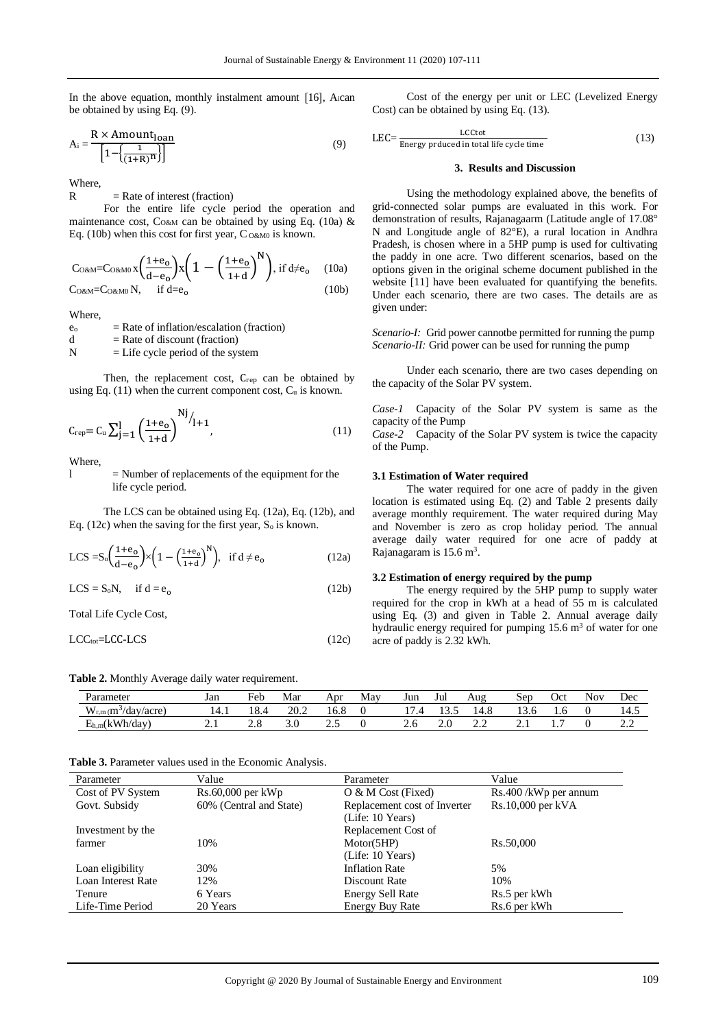In the above equation, monthly instalment amount [16], $A_i$ can be obtained by using Eq. (9).

$$A_i = \frac{R \times \text{Amount}_{\text{loan}}}{\left[1-\left\{\frac{1}{(1+R)^n}\right\}\right]} \tag{9}$$

Where,

R = Rate of interest (fraction)

For the entire life cycle period the operation and maintenance cost, $C_{O\&M}$ can be obtained by using Eq. (10a) & Eq. (10b) when this cost for first year, $C_{O\&M0}$ is known.

$$C_{O\&M}=C_{O\&M0}\,x\left(\frac{1+e_o}{d-e_o}\right)x\left(1-\left(\frac{1+e_o}{1+d}\right)^N\right),\ \text{if } d\neq e_o \tag{10a}$$

$$C_{O\&M}=C_{O\&M0}\,N, \quad \text{if } d=e_o \tag{10b}$$

Where,

$e_o$ = Rate of inflation/escalation (fraction)

d = Rate of discount (fraction)

N = Life cycle period of the system

Then, the replacement cost, $C_{rep}$ can be obtained by using Eq. (11) when the current component cost, $C_u$ is known.

$$C_{rep}= C_u\sum_{j=1}^{l}\left(\frac{1+e_o}{1+d}\right)^{Nj/_{l+1}}, \tag{11}$$

Where,

l = Number of replacements of the equipment for the life cycle period.

The LCS can be obtained using Eq. (12a), Eq. (12b), and Eq. (12c) when the saving for the first year, $S_o$ is known.

$$LCS = S_o\left(\frac{1+e_o}{d-e_o}\right)\times\left(1-\left(\frac{1+e_o}{1+d}\right)^N\right),\quad \text{if } d\neq e_o \tag{12a}$$

$$LCS = S_oN, \quad \text{if } d = e_o \tag{12b}$$

Total Life Cycle Cost,

$$LCC_{tot}=LCC-LCS \tag{12c}$$

Cost of the energy per unit or LEC (Levelized Energy Cost) can be obtained by using Eq. (13).

$$LEC=\frac{LCCtot}{\text{Energy prduced in total life cycle time}} \tag{13}$$

### 3. Results and Discussion

Using the methodology explained above, the benefits of grid-connected solar pumps are evaluated in this work. For demonstration of results, Rajanagaarm (Latitude angle of 17.08° N and Longitude angle of 82°E), a rural location in Andhra Pradesh, is chosen where in a 5HP pump is used for cultivating the paddy in one acre. Two different scenarios, based on the options given in the original scheme document published in the website [11] have been evaluated for quantifying the benefits. Under each scenario, there are two cases. The details are as given under:

*Scenario-I:* Grid power cannotbe permitted for running the pump
*Scenario-II:* Grid power can be used for running the pump

Under each scenario, there are two cases depending on the capacity of the Solar PV system.

*Case-1* Capacity of the Solar PV system is same as the capacity of the Pump
*Case-2* Capacity of the Solar PV system is twice the capacity of the Pump.

#### 3.1 Estimation of Water required

The water required for one acre of paddy in the given location is estimated using Eq. (2) and Table 2 presents daily average monthly requirement. The water required during May and November is zero as crop holiday period. The annual average daily water required for one acre of paddy at Rajanagaram is 15.6 $m^3$.

#### 3.2 Estimation of energy required by the pump

The energy required by the 5HP pump to supply water required for the crop in kWh at a head of 55 m is calculated using Eq. (3) and given in Table 2. Annual average daily hydraulic energy required for pumping 15.6 $m^3$ of water for one acre of paddy is 2.32 kWh.

**Table 2.** Monthly Average daily water requirement.

| Parameter | Jan | Feb | Mar | Apr | May | Jun | Jul | Aug | Sep | Oct | Nov | Dec |
|---|---|---|---|---|---|---|---|---|---|---|---|---|
| $W_{r,m}$ ($m^3$/day/acre) | 14.1 | 18.4 | 20.2 | 16.8 | 0 | 17.4 | 13.5 | 14.8 | 13.6 | 1.6 | 0 | 14.5 |
| $E_{h,m}$(kWh/day) | 2.1 | 2.8 | 3.0 | 2.5 | 0 | 2.6 | 2.0 | 2.2 | 2.1 | 1.7 | 0 | 2.2 |

**Table 3.** Parameter values used in the Economic Analysis.

| Parameter | Value | Parameter | Value |
|---|---|---|---|
| Cost of PV System | Rs.60,000 per kWp | O & M Cost (Fixed) | Rs.400 /kWp per annum |
| Govt. Subsidy | 60% (Central and State) | Replacement cost of Inverter (Life: 10 Years) | Rs.10,000 per kVA |
| Investment by the farmer | 10% | Replacement Cost of Motor(5HP) (Life: 10 Years) | Rs.50,000 |
| Loan eligibility | 30% | Inflation Rate | 5% |
| Loan Interest Rate | 12% | Discount Rate | 10% |
| Tenure | 6 Years | Energy Sell Rate | Rs.5 per kWh |
| Life-Time Period | 20 Years | Energy Buy Rate | Rs.6 per kWh |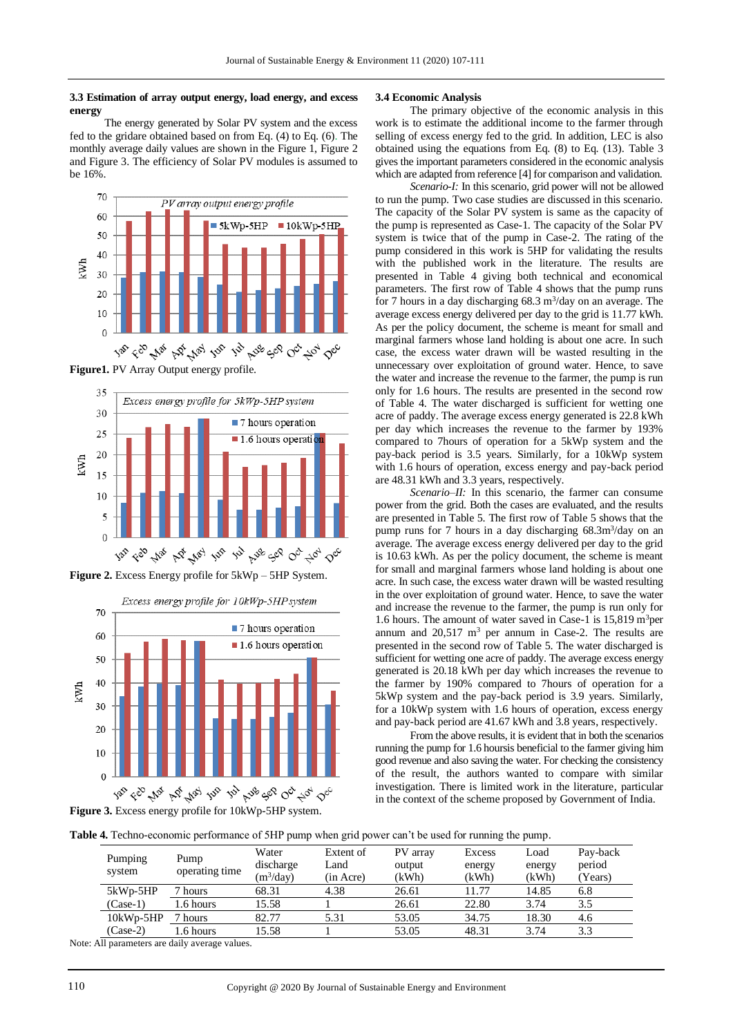### 3.3 Estimation of array output energy, load energy, and excess energy

The energy generated by Solar PV system and the excess fed to the gridare obtained based on from Eq. (4) to Eq. (6). The monthly average daily values are shown in the Figure 1, Figure 2 and Figure 3. The efficiency of Solar PV modules is assumed to be 16%.

**Figure1.** PV Array Output energy profile.

**Figure 2.** Excess Energy profile for 5kWp – 5HP System.

**Figure 3.** Excess energy profile for 10kWp-5HP system.

### 3.4 Economic Analysis

The primary objective of the economic analysis in this work is to estimate the additional income to the farmer through selling of excess energy fed to the grid. In addition, LEC is also obtained using the equations from Eq. (8) to Eq. (13). Table 3 gives the important parameters considered in the economic analysis which are adapted from reference [4] for comparison and validation.

*Scenario-I:* In this scenario, grid power will not be allowed to run the pump. Two case studies are discussed in this scenario. The capacity of the Solar PV system is same as the capacity of the pump is represented as Case-1. The capacity of the Solar PV system is twice that of the pump in Case-2. The rating of the pump considered in this work is 5HP for validating the results with the published work in the literature. The results are presented in Table 4 giving both technical and economical parameters. The first row of Table 4 shows that the pump runs for 7 hours in a day discharging 68.3 $m^3$/day on an average. The average excess energy delivered per day to the grid is 11.77 kWh. As per the policy document, the scheme is meant for small and marginal farmers whose land holding is about one acre. In such case, the excess water drawn will be wasted resulting in the unnecessary over exploitation of ground water. Hence, to save the water and increase the revenue to the farmer, the pump is run only for 1.6 hours. The results are presented in the second row of Table 4. The water discharged is sufficient for wetting one acre of paddy. The average excess energy generated is 22.8 kWh per day which increases the revenue to the farmer by 193% compared to 7hours of operation for a 5kWp system and the pay-back period is 3.5 years. Similarly, for a 10kWp system with 1.6 hours of operation, excess energy and pay-back period are 48.31 kWh and 3.3 years, respectively.

*Scenario–II:* In this scenario, the farmer can consume power from the grid. Both the cases are evaluated, and the results are presented in Table 5. The first row of Table 5 shows that the pump runs for 7 hours in a day discharging 68.3$m^3$/day on an average. The average excess energy delivered per day to the grid is 10.63 kWh. As per the policy document, the scheme is meant for small and marginal farmers whose land holding is about one acre. In such case, the excess water drawn will be wasted resulting in the over exploitation of ground water. Hence, to save the water and increase the revenue to the farmer, the pump is run only for 1.6 hours. The amount of water saved in Case-1 is 15,819 $m^3$per annum and 20,517 $m^3$ per annum in Case-2. The results are presented in the second row of Table 5. The water discharged is sufficient for wetting one acre of paddy. The average excess energy generated is 20.18 kWh per day which increases the revenue to the farmer by 190% compared to 7hours of operation for a 5kWp system and the pay-back period is 3.9 years. Similarly, for a 10kWp system with 1.6 hours of operation, excess energy and pay-back period are 41.67 kWh and 3.8 years, respectively.

From the above results, it is evident that in both the scenarios running the pump for 1.6 hoursis beneficial to the farmer giving him good revenue and also saving the water. For checking the consistency of the result, the authors wanted to compare with similar investigation. There is limited work in the literature, particular in the context of the scheme proposed by Government of India.

**Table 4.** Techno-economic performance of 5HP pump when grid power can't be used for running the pump.

| Pumping system | Pump operating time | Water discharge ($m^3$/day) | Extent of Land (in Acre) | PV array output (kWh) | Excess energy (kWh) | Load energy (kWh) | Pay-back period (Years) |
|---|---|---|---|---|---|---|---|
| 5kWp-5HP | 7 hours | 68.31 | 4.38 | 26.61 | 11.77 | 14.85 | 6.8 |
| (Case-1) | 1.6 hours | 15.58 | 1 | 26.61 | 22.80 | 3.74 | 3.5 |
| 10kWp-5HP | 7 hours | 82.77 | 5.31 | 53.05 | 34.75 | 18.30 | 4.6 |
| (Case-2) | 1.6 hours | 15.58 | 1 | 53.05 | 48.31 | 3.74 | 3.3 |

Note: All parameters are daily average values.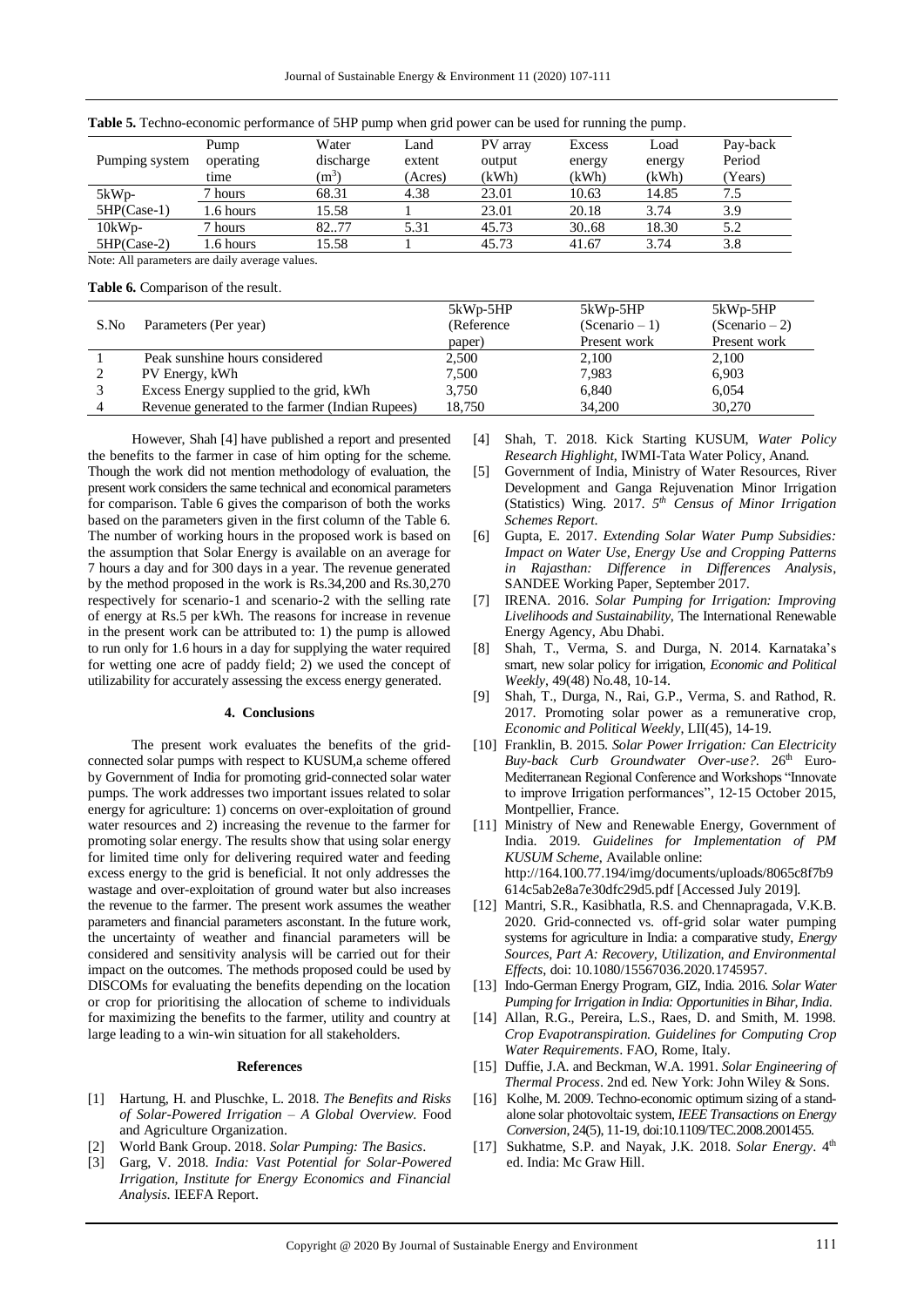**Table 5.** Techno-economic performance of 5HP pump when grid power can be used for running the pump.

| Pumping system | Pump operating time | Water discharge ($m^3$) | Land extent (Acres) | PV array output (kWh) | Excess energy (kWh) | Load energy (kWh) | Pay-back Period (Years) |
|---|---|---|---|---|---|---|---|
| 5kWp-5HP(Case-1) | 7 hours | 68.31 | 4.38 | 23.01 | 10.63 | 14.85 | 7.5 |
| | 1.6 hours | 15.58 | 1 | 23.01 | 20.18 | 3.74 | 3.9 |
| 10kWp-5HP(Case-2) | 7 hours | 82..77 | 5.31 | 45.73 | 30..68 | 18.30 | 5.2 |
| | 1.6 hours | 15.58 | 1 | 45.73 | 41.67 | 3.74 | 3.8 |

Note: All parameters are daily average values.

**Table 6.** Comparison of the result.

| S.No | Parameters (Per year) | 5kWp-5HP (Reference paper) | 5kWp-5HP (Scenario – 1) Present work | 5kWp-5HP (Scenario – 2) Present work |
|---|---|---|---|---|
| 1 | Peak sunshine hours considered | 2,500 | 2,100 | 2,100 |
| 2 | PV Energy, kWh | 7,500 | 7,983 | 6,903 |
| 3 | Excess Energy supplied to the grid, kWh | 3,750 | 6,840 | 6,054 |
| 4 | Revenue generated to the farmer (Indian Rupees) | 18,750 | 34,200 | 30,270 |

However, Shah [4] have published a report and presented the benefits to the farmer in case of him opting for the scheme. Though the work did not mention methodology of evaluation, the present work considers the same technical and economical parameters for comparison. Table 6 gives the comparison of both the works based on the parameters given in the first column of the Table 6. The number of working hours in the proposed work is based on the assumption that Solar Energy is available on an average for 7 hours a day and for 300 days in a year. The revenue generated by the method proposed in the work is Rs.34,200 and Rs.30,270 respectively for scenario-1 and scenario-2 with the selling rate of energy at Rs.5 per kWh. The reasons for increase in revenue in the present work can be attributed to: 1) the pump is allowed to run only for 1.6 hours in a day for supplying the water required for wetting one acre of paddy field; 2) we used the concept of utilizability for accurately assessing the excess energy generated.

## 4. Conclusions

The present work evaluates the benefits of the grid-connected solar pumps with respect to KUSUM,a scheme offered by Government of India for promoting grid-connected solar water pumps. The work addresses two important issues related to solar energy for agriculture: 1) concerns on over-exploitation of ground water resources and 2) increasing the revenue to the farmer for promoting solar energy. The results show that using solar energy for limited time only for delivering required water and feeding excess energy to the grid is beneficial. It not only addresses the wastage and over-exploitation of ground water but also increases the revenue to the farmer. The present work assumes the weather parameters and financial parameters asconstant. In the future work, the uncertainty of weather and financial parameters will be considered and sensitivity analysis will be carried out for their impact on the outcomes. The methods proposed could be used by DISCOMs for evaluating the benefits depending on the location or crop for prioritising the allocation of scheme to individuals for maximizing the benefits to the farmer, utility and country at large leading to a win-win situation for all stakeholders.

## References

[1] Hartung, H. and Pluschke, L. 2018. *The Benefits and Risks of Solar-Powered Irrigation – A Global Overview*. Food and Agriculture Organization.

[2] World Bank Group. 2018. *Solar Pumping: The Basics*.

[3] Garg, V. 2018. *India: Vast Potential for Solar-Powered Irrigation, Institute for Energy Economics and Financial Analysis*. IEEFA Report.

[4] Shah, T. 2018. Kick Starting KUSUM, *Water Policy Research Highlight*, IWMI-Tata Water Policy, Anand.

[5] Government of India, Ministry of Water Resources, River Development and Ganga Rejuvenation Minor Irrigation (Statistics) Wing. 2017. *5th Census of Minor Irrigation Schemes Report*.

[6] Gupta, E. 2017. *Extending Solar Water Pump Subsidies: Impact on Water Use, Energy Use and Cropping Patterns in Rajasthan: Difference in Differences Analysis*, SANDEE Working Paper, September 2017.

[7] IRENA. 2016. *Solar Pumping for Irrigation: Improving Livelihoods and Sustainability*, The International Renewable Energy Agency, Abu Dhabi.

[8] Shah, T., Verma, S. and Durga, N. 2014. Karnataka's smart, new solar policy for irrigation, *Economic and Political Weekly*, 49(48) No.48, 10-14.

[9] Shah, T., Durga, N., Rai, G.P., Verma, S. and Rathod, R. 2017. Promoting solar power as a remunerative crop, *Economic and Political Weekly*, LII(45), 14-19.

[10] Franklin, B. 2015. *Solar Power Irrigation: Can Electricity Buy-back Curb Groundwater Over-use?*. 26th Euro-Mediterranean Regional Conference and Workshops "Innovate to improve Irrigation performances", 12-15 October 2015, Montpellier, France.

[11] Ministry of New and Renewable Energy, Government of India. 2019. *Guidelines for Implementation of PM KUSUM Scheme*, Available online: http://164.100.77.194/img/documents/uploads/8065c8f7b9614c5ab2e8a7e30dfc29d5.pdf [Accessed July 2019].

[12] Mantri, S.R., Kasibhatla, R.S. and Chennapragada, V.K.B. 2020. Grid-connected vs. off-grid solar water pumping systems for agriculture in India: a comparative study, *Energy Sources, Part A: Recovery, Utilization, and Environmental Effects*, doi: 10.1080/15567036.2020.1745957.

[13] Indo-German Energy Program, GIZ, India. 2016. *Solar Water Pumping for Irrigation in India: Opportunities in Bihar, India*.

[14] Allan, R.G., Pereira, L.S., Raes, D. and Smith, M. 1998. *Crop Evapotranspiration. Guidelines for Computing Crop Water Requirements*. FAO, Rome, Italy.

[15] Duffie, J.A. and Beckman, W.A. 1991. *Solar Engineering of Thermal Process*. 2nd ed. New York: John Wiley & Sons.

[16] Kolhe, M. 2009. Techno-economic optimum sizing of a stand-alone solar photovoltaic system, *IEEE Transactions on Energy Conversion*, 24(5), 11-19, doi:10.1109/TEC.2008.2001455.

[17] Sukhatme, S.P. and Nayak, J.K. 2018. *Solar Energy*. 4th ed. India: Mc Graw Hill.